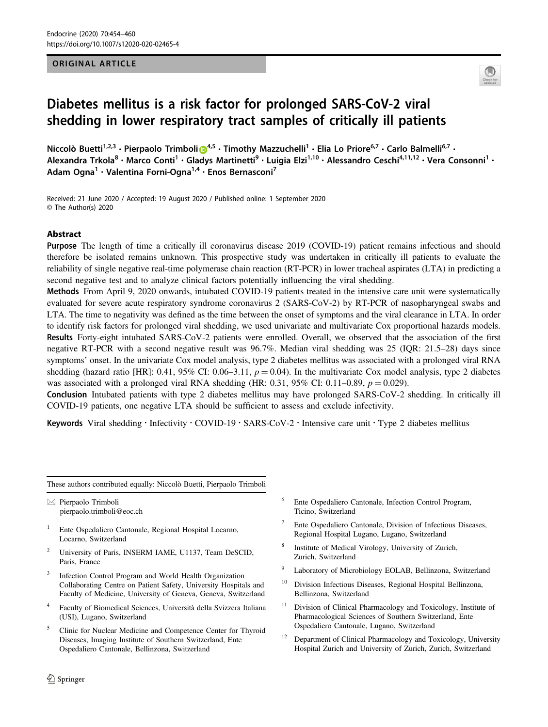ORIGINAL ARTICLE

# Diabetes mellitus is a risk factor for prolonged SARS-CoV-2 viral shedding in lower respiratory tract samples of critically ill patients

Niccolò Buetti[1,2,3] · Pierpaolo Trimboli[4,5] · Timothy Mazzuchelli[1] · Elia Lo Priore[6,7] · Carlo Balmelli[6,7] · Alexandra Trkola[8] · Marco Conti[1] · Gladys Martinetti[9] · Luigia Elzi[1,10] · Alessandro Ceschi[4,11,12] · Vera Consonni[1] · Adam Ogna[1] · Valentina Forni-Ogna[1,4] · Enos Bernasconi[7]

Received: 21 June 2020 / Accepted: 19 August 2020 / Published online: 1 September 2020
© The Author(s) 2020

## Abstract

**Purpose** The length of time a critically ill coronavirus disease 2019 (COVID-19) patient remains infectious and should therefore be isolated remains unknown. This prospective study was undertaken in critically ill patients to evaluate the reliability of single negative real-time polymerase chain reaction (RT-PCR) in lower tracheal aspirates (LTA) in predicting a second negative test and to analyze clinical factors potentially influencing the viral shedding.

**Methods** From April 9, 2020 onwards, intubated COVID-19 patients treated in the intensive care unit were systematically evaluated for severe acute respiratory syndrome coronavirus 2 (SARS-CoV-2) by RT-PCR of nasopharyngeal swabs and LTA. The time to negativity was defined as the time between the onset of symptoms and the viral clearance in LTA. In order to identify risk factors for prolonged viral shedding, we used univariate and multivariate Cox proportional hazards models.

**Results** Forty-eight intubated SARS-CoV-2 patients were enrolled. Overall, we observed that the association of the first negative RT-PCR with a second negative result was 96.7%. Median viral shedding was 25 (IQR: 21.5–28) days since symptoms' onset. In the univariate Cox model analysis, type 2 diabetes mellitus was associated with a prolonged viral RNA shedding (hazard ratio [HR]: 0.41, 95% CI: 0.06–3.11, $p = 0.04$). In the multivariate Cox model analysis, type 2 diabetes was associated with a prolonged viral RNA shedding (HR: 0.31, 95% CI: 0.11–0.89, $p = 0.029$).

**Conclusion** Intubated patients with type 2 diabetes mellitus may have prolonged SARS-CoV-2 shedding. In critically ill COVID-19 patients, one negative LTA should be sufficient to assess and exclude infectivity.

**Keywords** Viral shedding · Infectivity · COVID-19 · SARS-CoV-2 · Intensive care unit · Type 2 diabetes mellitus

---

These authors contributed equally: Niccolò Buetti, Pierpaolo Trimboli

✉ Pierpaolo Trimboli
pierpaolo.trimboli@eoc.ch

1. Ente Ospedaliero Cantonale, Regional Hospital Locarno, Locarno, Switzerland
2. University of Paris, INSERM IAME, U1137, Team DeSCID, Paris, France
3. Infection Control Program and World Health Organization Collaborating Centre on Patient Safety, University Hospitals and Faculty of Medicine, University of Geneva, Geneva, Switzerland
4. Faculty of Biomedical Sciences, Università della Svizzera Italiana (USI), Lugano, Switzerland
5. Clinic for Nuclear Medicine and Competence Center for Thyroid Diseases, Imaging Institute of Southern Switzerland, Ente Ospedaliero Cantonale, Bellinzona, Switzerland
6. Ente Ospedaliero Cantonale, Infection Control Program, Ticino, Switzerland
7. Ente Ospedaliero Cantonale, Division of Infectious Diseases, Regional Hospital Lugano, Lugano, Switzerland
8. Institute of Medical Virology, University of Zurich, Zurich, Switzerland
9. Laboratory of Microbiology EOLAB, Bellinzona, Switzerland
10. Division Infectious Diseases, Regional Hospital Bellinzona, Bellinzona, Switzerland
11. Division of Clinical Pharmacology and Toxicology, Institute of Pharmacological Sciences of Southern Switzerland, Ente Ospedaliero Cantonale, Lugano, Switzerland
12. Department of Clinical Pharmacology and Toxicology, University Hospital Zurich and University of Zurich, Zurich, Switzerland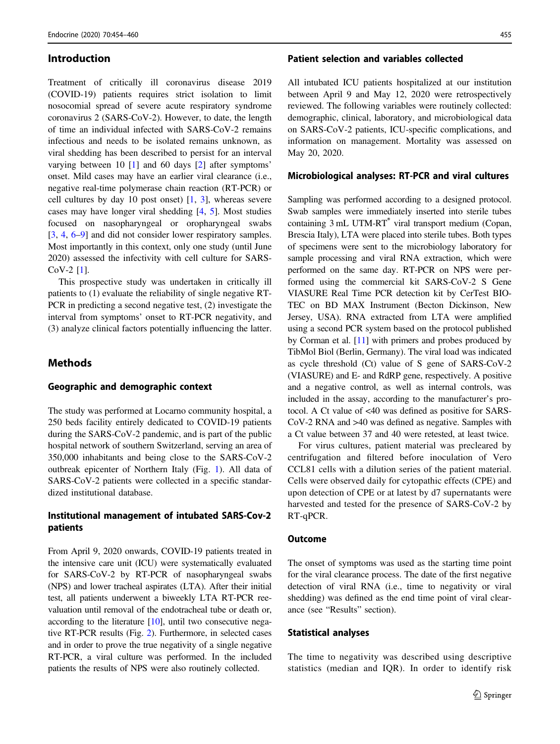## Introduction

Treatment of critically ill coronavirus disease 2019 (COVID-19) patients requires strict isolation to limit nosocomial spread of severe acute respiratory syndrome coronavirus 2 (SARS-CoV-2). However, to date, the length of time an individual infected with SARS-CoV-2 remains infectious and needs to be isolated remains unknown, as viral shedding has been described to persist for an interval varying between 10 [1] and 60 days [2] after symptoms' onset. Mild cases may have an earlier viral clearance (i.e., negative real-time polymerase chain reaction (RT-PCR) or cell cultures by day 10 post onset) [1, 3], whereas severe cases may have longer viral shedding [4, 5]. Most studies focused on nasopharyngeal or oropharyngeal swabs [3, 4, 6–9] and did not consider lower respiratory samples. Most importantly in this context, only one study (until June 2020) assessed the infectivity with cell culture for SARS-CoV-2 [1].

This prospective study was undertaken in critically ill patients to (1) evaluate the reliability of single negative RT-PCR in predicting a second negative test, (2) investigate the interval from symptoms' onset to RT-PCR negativity, and (3) analyze clinical factors potentially influencing the latter.

## Methods

### Geographic and demographic context

The study was performed at Locarno community hospital, a 250 beds facility entirely dedicated to COVID-19 patients during the SARS-CoV-2 pandemic, and is part of the public hospital network of southern Switzerland, serving an area of 350,000 inhabitants and being close to the SARS-CoV-2 outbreak epicenter of Northern Italy (Fig. 1). All data of SARS-CoV-2 patients were collected in a specific standardized institutional database.

### Institutional management of intubated SARS-Cov-2 patients

From April 9, 2020 onwards, COVID-19 patients treated in the intensive care unit (ICU) were systematically evaluated for SARS-CoV-2 by RT-PCR of nasopharyngeal swabs (NPS) and lower tracheal aspirates (LTA). After their initial test, all patients underwent a biweekly LTA RT-PCR reevaluation until removal of the endotracheal tube or death or, according to the literature [10], until two consecutive negative RT-PCR results (Fig. 2). Furthermore, in selected cases and in order to prove the true negativity of a single negative RT-PCR, a viral culture was performed. In the included patients the results of NPS were also routinely collected.

### Patient selection and variables collected

All intubated ICU patients hospitalized at our institution between April 9 and May 12, 2020 were retrospectively reviewed. The following variables were routinely collected: demographic, clinical, laboratory, and microbiological data on SARS-CoV-2 patients, ICU-specific complications, and information on management. Mortality was assessed on May 20, 2020.

### Microbiological analyses: RT-PCR and viral cultures

Sampling was performed according to a designed protocol. Swab samples were immediately inserted into sterile tubes containing 3 mL UTM-RT® viral transport medium (Copan, Brescia Italy), LTA were placed into sterile tubes. Both types of specimens were sent to the microbiology laboratory for sample processing and viral RNA extraction, which were performed on the same day. RT-PCR on NPS were performed using the commercial kit SARS-CoV-2 S Gene VIASURE Real Time PCR detection kit by CerTest BIOTEC on BD MAX Instrument (Becton Dickinson, New Jersey, USA). RNA extracted from LTA were amplified using a second PCR system based on the protocol published by Corman et al. [11] with primers and probes produced by TibMol Biol (Berlin, Germany). The viral load was indicated as cycle threshold (Ct) value of S gene of SARS-CoV-2 (VIASURE) and E- and RdRP gene, respectively. A positive and a negative control, as well as internal controls, was included in the assay, according to the manufacturer's protocol. A Ct value of <40 was defined as positive for SARS-CoV-2 RNA and >40 was defined as negative. Samples with a Ct value between 37 and 40 were retested, at least twice.

For virus cultures, patient material was precleared by centrifugation and filtered before inoculation of Vero CCL81 cells with a dilution series of the patient material. Cells were observed daily for cytopathic effects (CPE) and upon detection of CPE or at latest by d7 supernatants were harvested and tested for the presence of SARS-CoV-2 by RT-qPCR.

### Outcome

The onset of symptoms was used as the starting time point for the viral clearance process. The date of the first negative detection of viral RNA (i.e., time to negativity or viral shedding) was defined as the end time point of viral clearance (see "Results" section).

### Statistical analyses

The time to negativity was described using descriptive statistics (median and IQR). In order to identify risk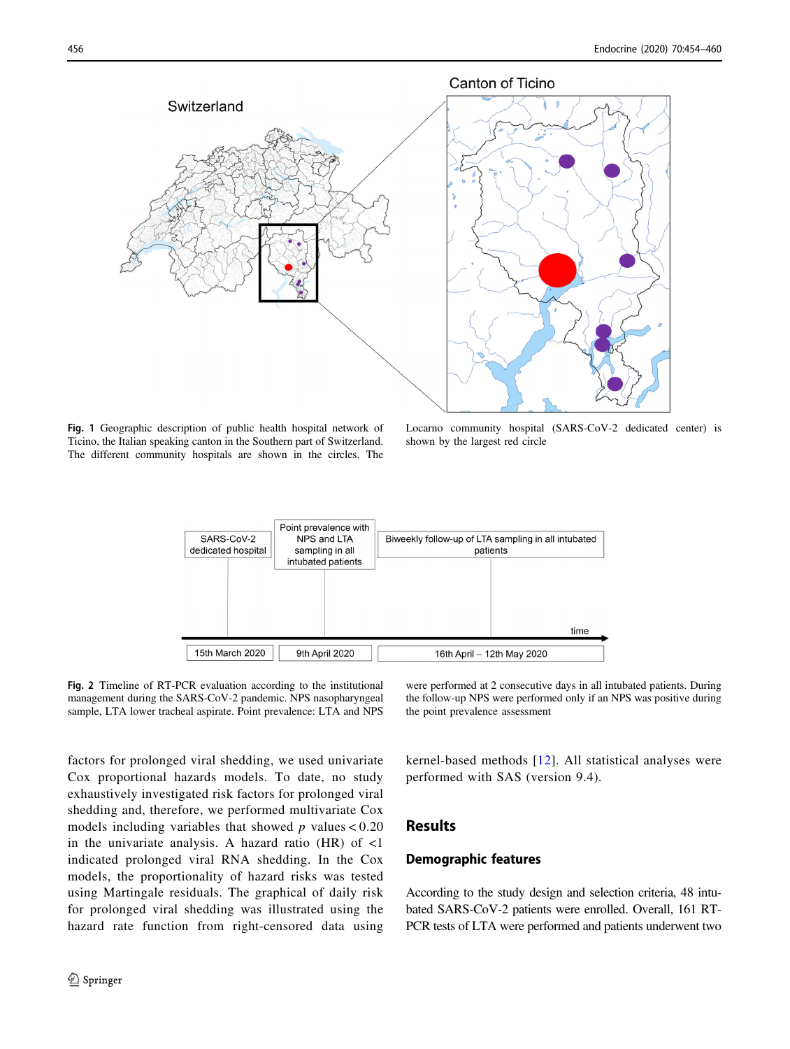**Fig. 1** Geographic description of public health hospital network of Ticino, the Italian speaking canton in the Southern part of Switzerland. The different community hospitals are shown in the circles. The Locarno community hospital (SARS-CoV-2 dedicated center) is shown by the largest red circle

**Fig. 2** Timeline of RT-PCR evaluation according to the institutional management during the SARS-CoV-2 pandemic. NPS nasopharyngeal sample, LTA lower tracheal aspirate. Point prevalence: LTA and NPS were performed at 2 consecutive days in all intubated patients. During the follow-up NPS were performed only if an NPS was positive during the point prevalence assessment

factors for prolonged viral shedding, we used univariate Cox proportional hazards models. To date, no study exhaustively investigated risk factors for prolonged viral shedding and, therefore, we performed multivariate Cox models including variables that showed $p$ values < 0.20 in the univariate analysis. A hazard ratio (HR) of <1 indicated prolonged viral RNA shedding. In the Cox models, the proportionality of hazard risks was tested using Martingale residuals. The graphical of daily risk for prolonged viral shedding was illustrated using the hazard rate function from right-censored data using kernel-based methods [12]. All statistical analyses were performed with SAS (version 9.4).

## Results

### Demographic features

According to the study design and selection criteria, 48 intubated SARS-CoV-2 patients were enrolled. Overall, 161 RT-PCR tests of LTA were performed and patients underwent two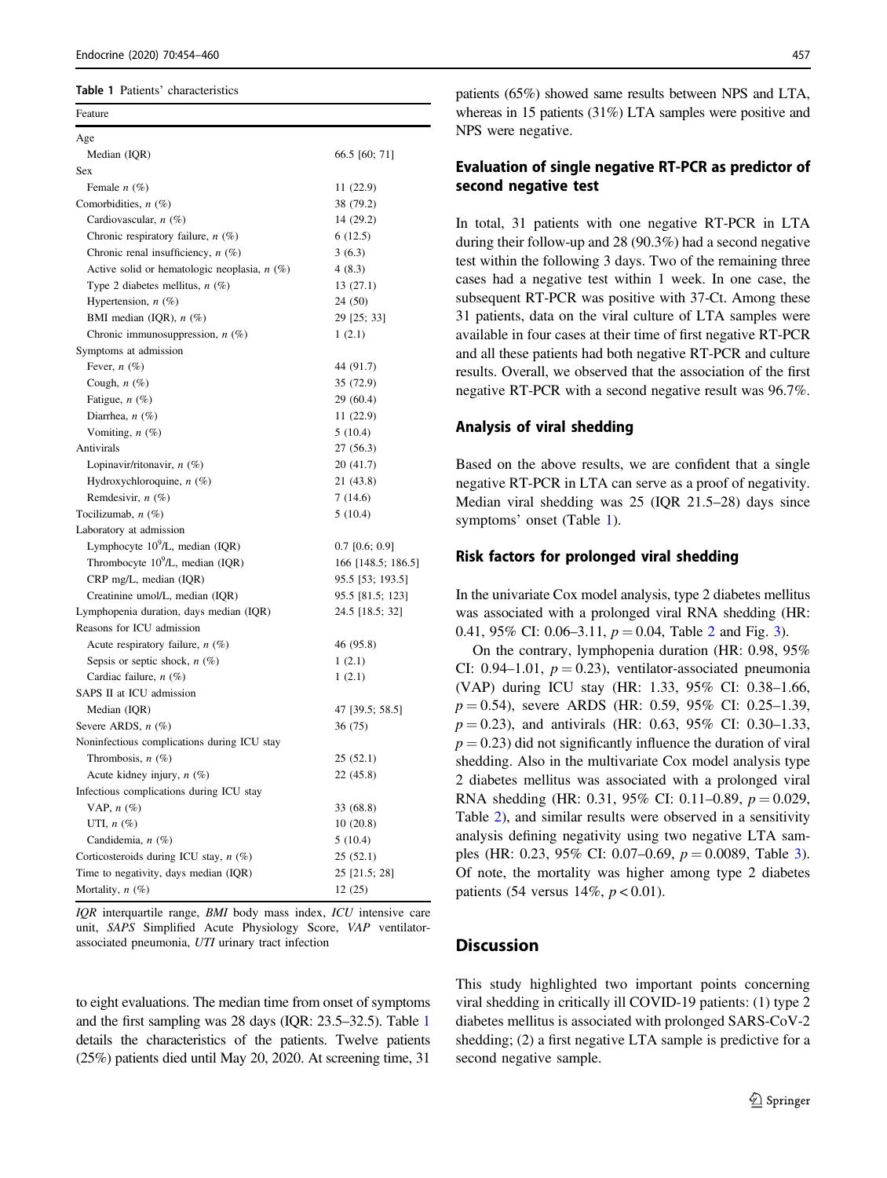**Table 1** Patients' characteristics

| Feature | |
|---|---|
| Age | |
| Median (IQR) | 66.5 [60; 71] |
| Sex | |
| Female *n* (%) | 11 (22.9) |
| Comorbidities, *n* (%) | 38 (79.2) |
| Cardiovascular, *n* (%) | 14 (29.2) |
| Chronic respiratory failure, *n* (%) | 6 (12.5) |
| Chronic renal insufficiency, *n* (%) | 3 (6.3) |
| Active solid or hematologic neoplasia, *n* (%) | 4 (8.3) |
| Type 2 diabetes mellitus, *n* (%) | 13 (27.1) |
| Hypertension, *n* (%) | 24 (50) |
| BMI median (IQR), *n* (%) | 29 [25; 33] |
| Chronic immunosuppression, *n* (%) | 1 (2.1) |
| Symptoms at admission | |
| Fever, *n* (%) | 44 (91.7) |
| Cough, *n* (%) | 35 (72.9) |
| Fatigue, *n* (%) | 29 (60.4) |
| Diarrhea, *n* (%) | 11 (22.9) |
| Vomiting, *n* (%) | 5 (10.4) |
| Antivirals | 27 (56.3) |
| Lopinavir/ritonavir, *n* (%) | 20 (41.7) |
| Hydroxychloroquine, *n* (%) | 21 (43.8) |
| Remdesivir, *n* (%) | 7 (14.6) |
| Tocilizumab, *n* (%) | 5 (10.4) |
| Laboratory at admission | |
| Lymphocyte $10^9$/L, median (IQR) | 0.7 [0.6; 0.9] |
| Thrombocyte $10^9$/L, median (IQR) | 166 [148.5; 186.5] |
| CRP mg/L, median (IQR) | 95.5 [53; 193.5] |
| Creatinine umol/L, median (IQR) | 95.5 [81.5; 123] |
| Lymphopenia duration, days median (IQR) | 24.5 [18.5; 32] |
| Reasons for ICU admission | |
| Acute respiratory failure, *n* (%) | 46 (95.8) |
| Sepsis or septic shock, *n* (%) | 1 (2.1) |
| Cardiac failure, *n* (%) | 1 (2.1) |
| SAPS II at ICU admission | |
| Median (IQR) | 47 [39.5; 58.5] |
| Severe ARDS, *n* (%) | 36 (75) |
| Noninfectious complications during ICU stay | |
| Thrombosis, *n* (%) | 25 (52.1) |
| Acute kidney injury, *n* (%) | 22 (45.8) |
| Infectious complications during ICU stay | |
| VAP, *n* (%) | 33 (68.8) |
| UTI, *n* (%) | 10 (20.8) |
| Candidemia, *n* (%) | 5 (10.4) |
| Corticosteroids during ICU stay, *n* (%) | 25 (52.1) |
| Time to negativity, days median (IQR) | 25 [21.5; 28] |
| Mortality, *n* (%) | 12 (25) |

*IQR* interquartile range, *BMI* body mass index, *ICU* intensive care unit, *SAPS* Simplified Acute Physiology Score, *VAP* ventilator-associated pneumonia, *UTI* urinary tract infection

to eight evaluations. The median time from onset of symptoms and the first sampling was 28 days (IQR: 23.5–32.5). Table 1 details the characteristics of the patients. Twelve patients (25%) patients died until May 20, 2020. At screening time, 31 patients (65%) showed same results between NPS and LTA, whereas in 15 patients (31%) LTA samples were positive and NPS were negative.

### Evaluation of single negative RT-PCR as predictor of second negative test

In total, 31 patients with one negative RT-PCR in LTA during their follow-up and 28 (90.3%) had a second negative test within the following 3 days. Two of the remaining three cases had a negative test within 1 week. In one case, the subsequent RT-PCR was positive with 37-Ct. Among these 31 patients, data on the viral culture of LTA samples were available in four cases at their time of first negative RT-PCR and all these patients had both negative RT-PCR and culture results. Overall, we observed that the association of the first negative RT-PCR with a second negative result was 96.7%.

### Analysis of viral shedding

Based on the above results, we are confident that a single negative RT-PCR in LTA can serve as a proof of negativity. Median viral shedding was 25 (IQR 21.5–28) days since symptoms' onset (Table 1).

### Risk factors for prolonged viral shedding

In the univariate Cox model analysis, type 2 diabetes mellitus was associated with a prolonged viral RNA shedding (HR: 0.41, 95% CI: 0.06–3.11, $p = 0.04$, Table 2 and Fig. 3).

On the contrary, lymphopenia duration (HR: 0.98, 95% CI: 0.94–1.01, $p = 0.23$), ventilator-associated pneumonia (VAP) during ICU stay (HR: 1.33, 95% CI: 0.38–1.66, $p = 0.54$), severe ARDS (HR: 0.59, 95% CI: 0.25–1.39, $p = 0.23$), and antivirals (HR: 0.63, 95% CI: 0.30–1.33, $p = 0.23$) did not significantly influence the duration of viral shedding. Also in the multivariate Cox model analysis type 2 diabetes mellitus was associated with a prolonged viral RNA shedding (HR: 0.31, 95% CI: 0.11–0.89, $p = 0.029$, Table 2), and similar results were observed in a sensitivity analysis defining negativity using two negative LTA samples (HR: 0.23, 95% CI: 0.07–0.69, $p = 0.0089$, Table 3). Of note, the mortality was higher among type 2 diabetes patients (54 versus 14%, $p < 0.01$).

## Discussion

This study highlighted two important points concerning viral shedding in critically ill COVID-19 patients: (1) type 2 diabetes mellitus is associated with prolonged SARS-CoV-2 shedding; (2) a first negative LTA sample is predictive for a second negative sample.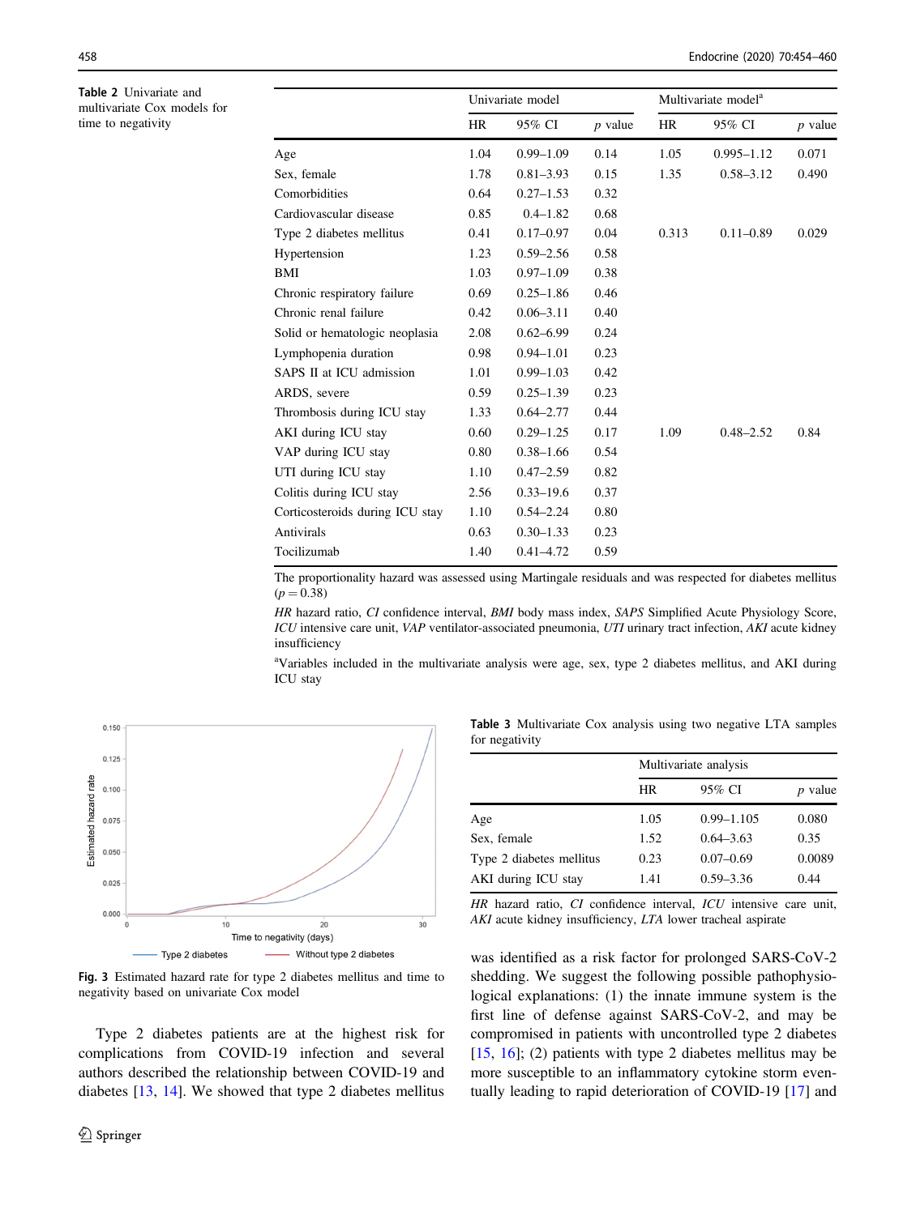**Table 2** Univariate and multivariate Cox models for time to negativity

| | Univariate model | | | Multivariate model[a] | | |
|---|---|---|---|---|---|---|
| | HR | 95% CI | *p* value | HR | 95% CI | *p* value |
| Age | 1.04 | 0.99–1.09 | 0.14 | 1.05 | 0.995–1.12 | 0.071 |
| Sex, female | 1.78 | 0.81–3.93 | 0.15 | 1.35 | 0.58–3.12 | 0.490 |
| Comorbidities | 0.64 | 0.27–1.53 | 0.32 | | | |
| Cardiovascular disease | 0.85 | 0.4–1.82 | 0.68 | | | |
| Type 2 diabetes mellitus | 0.41 | 0.17–0.97 | 0.04 | 0.313 | 0.11–0.89 | 0.029 |
| Hypertension | 1.23 | 0.59–2.56 | 0.58 | | | |
| BMI | 1.03 | 0.97–1.09 | 0.38 | | | |
| Chronic respiratory failure | 0.69 | 0.25–1.86 | 0.46 | | | |
| Chronic renal failure | 0.42 | 0.06–3.11 | 0.40 | | | |
| Solid or hematologic neoplasia | 2.08 | 0.62–6.99 | 0.24 | | | |
| Lymphopenia duration | 0.98 | 0.94–1.01 | 0.23 | | | |
| SAPS II at ICU admission | 1.01 | 0.99–1.03 | 0.42 | | | |
| ARDS, severe | 0.59 | 0.25–1.39 | 0.23 | | | |
| Thrombosis during ICU stay | 1.33 | 0.64–2.77 | 0.44 | | | |
| AKI during ICU stay | 0.60 | 0.29–1.25 | 0.17 | 1.09 | 0.48–2.52 | 0.84 |
| VAP during ICU stay | 0.80 | 0.38–1.66 | 0.54 | | | |
| UTI during ICU stay | 1.10 | 0.47–2.59 | 0.82 | | | |
| Colitis during ICU stay | 2.56 | 0.33–19.6 | 0.37 | | | |
| Corticosteroids during ICU stay | 1.10 | 0.54–2.24 | 0.80 | | | |
| Antivirals | 0.63 | 0.30–1.33 | 0.23 | | | |
| Tocilizumab | 1.40 | 0.41–4.72 | 0.59 | | | |

The proportionality hazard was assessed using Martingale residuals and was respected for diabetes mellitus ($p = 0.38$)

*HR* hazard ratio, *CI* confidence interval, *BMI* body mass index, *SAPS* Simplified Acute Physiology Score, *ICU* intensive care unit, *VAP* ventilator-associated pneumonia, *UTI* urinary tract infection, *AKI* acute kidney insufficiency

[a]Variables included in the multivariate analysis were age, sex, type 2 diabetes mellitus, and AKI during ICU stay

**Fig. 3** Estimated hazard rate for type 2 diabetes mellitus and time to negativity based on univariate Cox model

**Table 3** Multivariate Cox analysis using two negative LTA samples for negativity

| | Multivariate analysis | | |
|---|---|---|---|
| | HR | 95% CI | *p* value |
| Age | 1.05 | 0.99–1.105 | 0.080 |
| Sex, female | 1.52 | 0.64–3.63 | 0.35 |
| Type 2 diabetes mellitus | 0.23 | 0.07–0.69 | 0.0089 |
| AKI during ICU stay | 1.41 | 0.59–3.36 | 0.44 |

*HR* hazard ratio, *CI* confidence interval, *ICU* intensive care unit, *AKI* acute kidney insufficiency, *LTA* lower tracheal aspirate

Type 2 diabetes patients are at the highest risk for complications from COVID-19 infection and several authors described the relationship between COVID-19 and diabetes [13, 14]. We showed that type 2 diabetes mellitus was identified as a risk factor for prolonged SARS-CoV-2 shedding. We suggest the following possible pathophysiological explanations: (1) the innate immune system is the first line of defense against SARS-CoV-2, and may be compromised in patients with uncontrolled type 2 diabetes [15, 16]; (2) patients with type 2 diabetes mellitus may be more susceptible to an inflammatory cytokine storm eventually leading to rapid deterioration of COVID-19 [17] and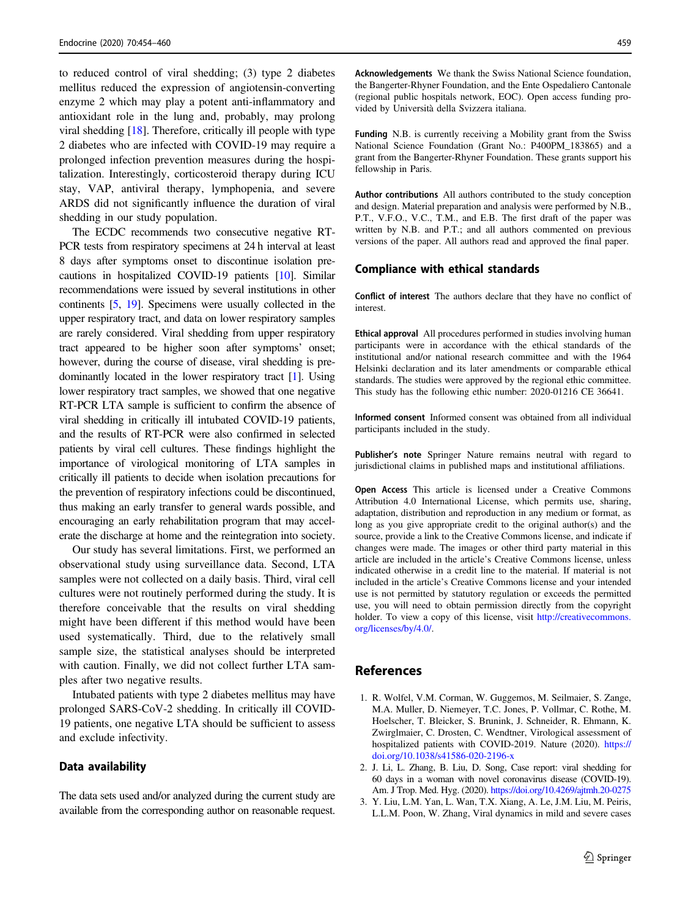to reduced control of viral shedding; (3) type 2 diabetes mellitus reduced the expression of angiotensin-converting enzyme 2 which may play a potent anti-inflammatory and antioxidant role in the lung and, probably, may prolong viral shedding [18]. Therefore, critically ill people with type 2 diabetes who are infected with COVID-19 may require a prolonged infection prevention measures during the hospitalization. Interestingly, corticosteroid therapy during ICU stay, VAP, antiviral therapy, lymphopenia, and severe ARDS did not significantly influence the duration of viral shedding in our study population.

The ECDC recommends two consecutive negative RT-PCR tests from respiratory specimens at 24 h interval at least 8 days after symptoms onset to discontinue isolation precautions in hospitalized COVID-19 patients [10]. Similar recommendations were issued by several institutions in other continents [5, 19]. Specimens were usually collected in the upper respiratory tract, and data on lower respiratory samples are rarely considered. Viral shedding from upper respiratory tract appeared to be higher soon after symptoms' onset; however, during the course of disease, viral shedding is predominantly located in the lower respiratory tract [1]. Using lower respiratory tract samples, we showed that one negative RT-PCR LTA sample is sufficient to confirm the absence of viral shedding in critically ill intubated COVID-19 patients, and the results of RT-PCR were also confirmed in selected patients by viral cell cultures. These findings highlight the importance of virological monitoring of LTA samples in critically ill patients to decide when isolation precautions for the prevention of respiratory infections could be discontinued, thus making an early transfer to general wards possible, and encouraging an early rehabilitation program that may accelerate the discharge at home and the reintegration into society.

Our study has several limitations. First, we performed an observational study using surveillance data. Second, LTA samples were not collected on a daily basis. Third, viral cell cultures were not routinely performed during the study. It is therefore conceivable that the results on viral shedding might have been different if this method would have been used systematically. Third, due to the relatively small sample size, the statistical analyses should be interpreted with caution. Finally, we did not collect further LTA samples after two negative results.

Intubated patients with type 2 diabetes mellitus may have prolonged SARS-CoV-2 shedding. In critically ill COVID-19 patients, one negative LTA should be sufficient to assess and exclude infectivity.

## Data availability

The data sets used and/or analyzed during the current study are available from the corresponding author on reasonable request.

**Acknowledgements** We thank the Swiss National Science foundation, the Bangerter-Rhyner Foundation, and the Ente Ospedaliero Cantonale (regional public hospitals network, EOC). Open access funding provided by Università della Svizzera italiana.

**Funding** N.B. is currently receiving a Mobility grant from the Swiss National Science Foundation (Grant No.: P400PM_183865) and a grant from the Bangerter-Rhyner Foundation. These grants support his fellowship in Paris.

**Author contributions** All authors contributed to the study conception and design. Material preparation and analysis were performed by N.B., P.T., V.F.O., V.C., T.M., and E.B. The first draft of the paper was written by N.B. and P.T.; and all authors commented on previous versions of the paper. All authors read and approved the final paper.

## Compliance with ethical standards

**Conflict of interest** The authors declare that they have no conflict of interest.

**Ethical approval** All procedures performed in studies involving human participants were in accordance with the ethical standards of the institutional and/or national research committee and with the 1964 Helsinki declaration and its later amendments or comparable ethical standards. The studies were approved by the regional ethic committee. This study has the following ethic number: 2020-01216 CE 36641.

**Informed consent** Informed consent was obtained from all individual participants included in the study.

**Publisher's note** Springer Nature remains neutral with regard to jurisdictional claims in published maps and institutional affiliations.

**Open Access** This article is licensed under a Creative Commons Attribution 4.0 International License, which permits use, sharing, adaptation, distribution and reproduction in any medium or format, as long as you give appropriate credit to the original author(s) and the source, provide a link to the Creative Commons license, and indicate if changes were made. The images or other third party material in this article are included in the article's Creative Commons license, unless indicated otherwise in a credit line to the material. If material is not included in the article's Creative Commons license and your intended use is not permitted by statutory regulation or exceeds the permitted use, you will need to obtain permission directly from the copyright holder. To view a copy of this license, visit http://creativecommons.org/licenses/by/4.0/.

## References

1. R. Wolfel, V.M. Corman, W. Guggemos, M. Seilmaier, S. Zange, M.A. Muller, D. Niemeyer, T.C. Jones, P. Vollmar, C. Rothe, M. Hoelscher, T. Bleicker, S. Brunink, J. Schneider, R. Ehmann, K. Zwirglmaier, C. Drosten, C. Wendtner, Virological assessment of hospitalized patients with COVID-2019. Nature (2020). https://doi.org/10.1038/s41586-020-2196-x
2. J. Li, L. Zhang, B. Liu, D. Song, Case report: viral shedding for 60 days in a woman with novel coronavirus disease (COVID-19). Am. J Trop. Med. Hyg. (2020). https://doi.org/10.4269/ajtmh.20-0275
3. Y. Liu, L.M. Yan, L. Wan, T.X. Xiang, A. Le, J.M. Liu, M. Peiris, L.L.M. Poon, W. Zhang, Viral dynamics in mild and severe cases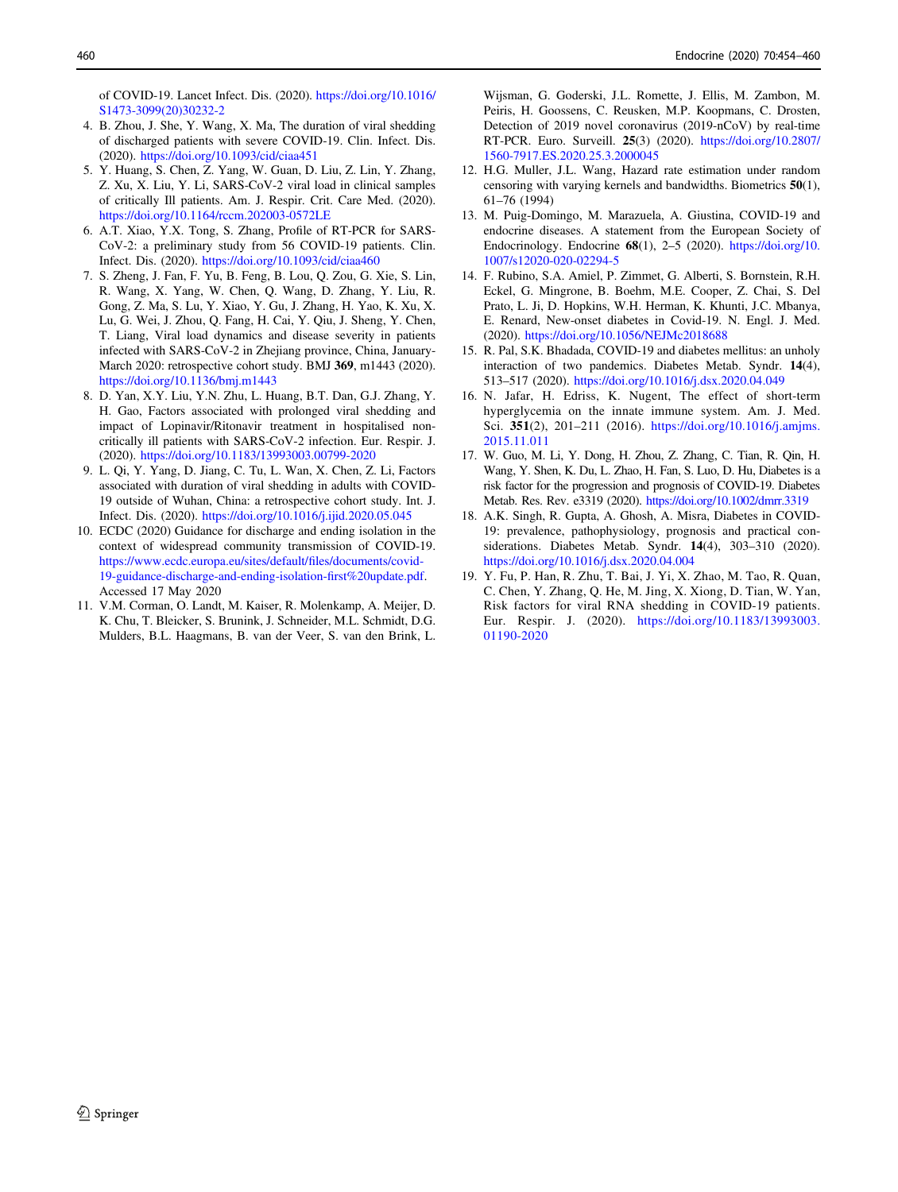of COVID-19. Lancet Infect. Dis. (2020). https://doi.org/10.1016/S1473-3099(20)30232-2

4. B. Zhou, J. She, Y. Wang, X. Ma, The duration of viral shedding of discharged patients with severe COVID-19. Clin. Infect. Dis. (2020). https://doi.org/10.1093/cid/ciaa451
5. Y. Huang, S. Chen, Z. Yang, W. Guan, D. Liu, Z. Lin, Y. Zhang, Z. Xu, X. Liu, Y. Li, SARS-CoV-2 viral load in clinical samples of critically Ill patients. Am. J. Respir. Crit. Care Med. (2020). https://doi.org/10.1164/rccm.202003-0572LE
6. A.T. Xiao, Y.X. Tong, S. Zhang, Profile of RT-PCR for SARS-CoV-2: a preliminary study from 56 COVID-19 patients. Clin. Infect. Dis. (2020). https://doi.org/10.1093/cid/ciaa460
7. S. Zheng, J. Fan, F. Yu, B. Feng, B. Lou, Q. Zou, G. Xie, S. Lin, R. Wang, X. Yang, W. Chen, Q. Wang, D. Zhang, Y. Liu, R. Gong, Z. Ma, S. Lu, Y. Xiao, Y. Gu, J. Zhang, H. Yao, K. Xu, X. Lu, G. Wei, J. Zhou, Q. Fang, H. Cai, Y. Qiu, J. Sheng, Y. Chen, T. Liang, Viral load dynamics and disease severity in patients infected with SARS-CoV-2 in Zhejiang province, China, January-March 2020: retrospective cohort study. BMJ **369**, m1443 (2020). https://doi.org/10.1136/bmj.m1443
8. D. Yan, X.Y. Liu, Y.N. Zhu, L. Huang, B.T. Dan, G.J. Zhang, Y. H. Gao, Factors associated with prolonged viral shedding and impact of Lopinavir/Ritonavir treatment in hospitalised non-critically ill patients with SARS-CoV-2 infection. Eur. Respir. J. (2020). https://doi.org/10.1183/13993003.00799-2020
9. L. Qi, Y. Yang, D. Jiang, C. Tu, L. Wan, X. Chen, Z. Li, Factors associated with duration of viral shedding in adults with COVID-19 outside of Wuhan, China: a retrospective cohort study. Int. J. Infect. Dis. (2020). https://doi.org/10.1016/j.ijid.2020.05.045
10. ECDC (2020) Guidance for discharge and ending isolation in the context of widespread community transmission of COVID-19. https://www.ecdc.europa.eu/sites/default/files/documents/covid-19-guidance-discharge-and-ending-isolation-first%20update.pdf. Accessed 17 May 2020
11. V.M. Corman, O. Landt, M. Kaiser, R. Molenkamp, A. Meijer, D. K. Chu, T. Bleicker, S. Brunink, J. Schneider, M.L. Schmidt, D.G. Mulders, B.L. Haagmans, B. van der Veer, S. van den Brink, L. Wijsman, G. Goderski, J.L. Romette, J. Ellis, M. Zambon, M. Peiris, H. Goossens, C. Reusken, M.P. Koopmans, C. Drosten, Detection of 2019 novel coronavirus (2019-nCoV) by real-time RT-PCR. Euro. Surveill. **25**(3) (2020). https://doi.org/10.2807/1560-7917.ES.2020.25.3.2000045
12. H.G. Muller, J.L. Wang, Hazard rate estimation under random censoring with varying kernels and bandwidths. Biometrics **50**(1), 61–76 (1994)
13. M. Puig-Domingo, M. Marazuela, A. Giustina, COVID-19 and endocrine diseases. A statement from the European Society of Endocrinology. Endocrine **68**(1), 2–5 (2020). https://doi.org/10.1007/s12020-020-02294-5
14. F. Rubino, S.A. Amiel, P. Zimmet, G. Alberti, S. Bornstein, R.H. Eckel, G. Mingrone, B. Boehm, M.E. Cooper, Z. Chai, S. Del Prato, L. Ji, D. Hopkins, W.H. Herman, K. Khunti, J.C. Mbanya, E. Renard, New-onset diabetes in Covid-19. N. Engl. J. Med. (2020). https://doi.org/10.1056/NEJMc2018688
15. R. Pal, S.K. Bhadada, COVID-19 and diabetes mellitus: an unholy interaction of two pandemics. Diabetes Metab. Syndr. **14**(4), 513–517 (2020). https://doi.org/10.1016/j.dsx.2020.04.049
16. N. Jafar, H. Edriss, K. Nugent, The effect of short-term hyperglycemia on the innate immune system. Am. J. Med. Sci. **351**(2), 201–211 (2016). https://doi.org/10.1016/j.amjms.2015.11.011
17. W. Guo, M. Li, Y. Dong, H. Zhou, Z. Zhang, C. Tian, R. Qin, H. Wang, Y. Shen, K. Du, L. Zhao, H. Fan, S. Luo, D. Hu, Diabetes is a risk factor for the progression and prognosis of COVID-19. Diabetes Metab. Res. Rev. e3319 (2020). https://doi.org/10.1002/dmrr.3319
18. A.K. Singh, R. Gupta, A. Ghosh, A. Misra, Diabetes in COVID-19: prevalence, pathophysiology, prognosis and practical considerations. Diabetes Metab. Syndr. **14**(4), 303–310 (2020). https://doi.org/10.1016/j.dsx.2020.04.004
19. Y. Fu, P. Han, R. Zhu, T. Bai, J. Yi, X. Zhao, M. Tao, R. Quan, C. Chen, Y. Zhang, Q. He, M. Jing, X. Xiong, D. Tian, W. Yan, Risk factors for viral RNA shedding in COVID-19 patients. Eur. Respir. J. (2020). https://doi.org/10.1183/13993003.01190-2020